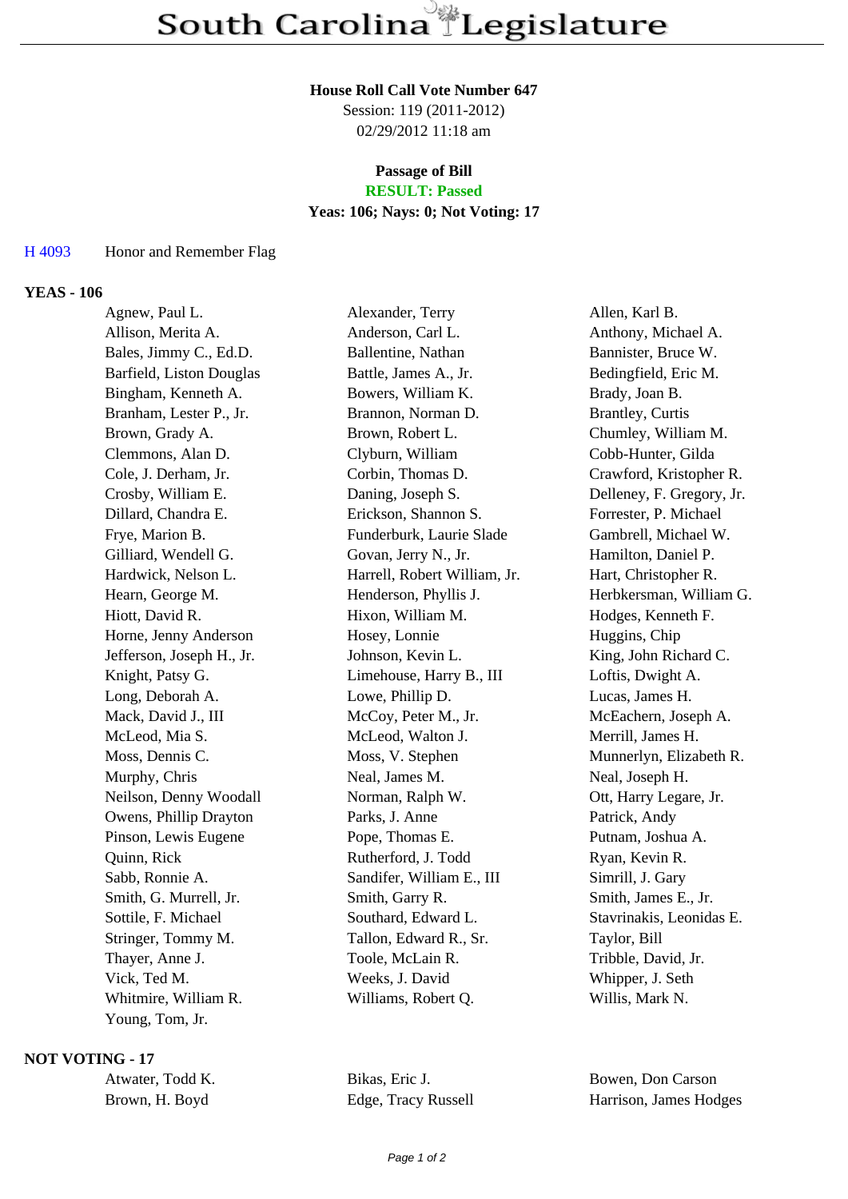# South Carolina Legislature

**House Roll Call Vote Number 647**
Session: 119 (2011-2012)
02/29/2012 11:18 am

**Passage of Bill**
**RESULT: Passed**
**Yeas: 106; Nays: 0; Not Voting: 17**

H 4093 Honor and Remember Flag

## YEAS - 106

| | | |
|---|---|---|
| Agnew, Paul L. | Alexander, Terry | Allen, Karl B. |
| Allison, Merita A. | Anderson, Carl L. | Anthony, Michael A. |
| Bales, Jimmy C., Ed.D. | Ballentine, Nathan | Bannister, Bruce W. |
| Barfield, Liston Douglas | Battle, James A., Jr. | Bedingfield, Eric M. |
| Bingham, Kenneth A. | Bowers, William K. | Brady, Joan B. |
| Branham, Lester P., Jr. | Brannon, Norman D. | Brantley, Curtis |
| Brown, Grady A. | Brown, Robert L. | Chumley, William M. |
| Clemmons, Alan D. | Clyburn, William | Cobb-Hunter, Gilda |
| Cole, J. Derham, Jr. | Corbin, Thomas D. | Crawford, Kristopher R. |
| Crosby, William E. | Daning, Joseph S. | Delleney, F. Gregory, Jr. |
| Dillard, Chandra E. | Erickson, Shannon S. | Forrester, P. Michael |
| Frye, Marion B. | Funderburk, Laurie Slade | Gambrell, Michael W. |
| Gilliard, Wendell G. | Govan, Jerry N., Jr. | Hamilton, Daniel P. |
| Hardwick, Nelson L. | Harrell, Robert William, Jr. | Hart, Christopher R. |
| Hearn, George M. | Henderson, Phyllis J. | Herbkersman, William G. |
| Hiott, David R. | Hixon, William M. | Hodges, Kenneth F. |
| Horne, Jenny Anderson | Hosey, Lonnie | Huggins, Chip |
| Jefferson, Joseph H., Jr. | Johnson, Kevin L. | King, John Richard C. |
| Knight, Patsy G. | Limehouse, Harry B., III | Loftis, Dwight A. |
| Long, Deborah A. | Lowe, Phillip D. | Lucas, James H. |
| Mack, David J., III | McCoy, Peter M., Jr. | McEachern, Joseph A. |
| McLeod, Mia S. | McLeod, Walton J. | Merrill, James H. |
| Moss, Dennis C. | Moss, V. Stephen | Munnerlyn, Elizabeth R. |
| Murphy, Chris | Neal, James M. | Neal, Joseph H. |
| Neilson, Denny Woodall | Norman, Ralph W. | Ott, Harry Legare, Jr. |
| Owens, Phillip Drayton | Parks, J. Anne | Patrick, Andy |
| Pinson, Lewis Eugene | Pope, Thomas E. | Putnam, Joshua A. |
| Quinn, Rick | Rutherford, J. Todd | Ryan, Kevin R. |
| Sabb, Ronnie A. | Sandifer, William E., III | Simrill, J. Gary |
| Smith, G. Murrell, Jr. | Smith, Garry R. | Smith, James E., Jr. |
| Sottile, F. Michael | Southard, Edward L. | Stavrinakis, Leonidas E. |
| Stringer, Tommy M. | Tallon, Edward R., Sr. | Taylor, Bill |
| Thayer, Anne J. | Toole, McLain R. | Tribble, David, Jr. |
| Vick, Ted M. | Weeks, J. David | Whipper, J. Seth |
| Whitmire, William R. | Williams, Robert Q. | Willis, Mark N. |
| Young, Tom, Jr. | | |

## NOT VOTING - 17

| | | |
|---|---|---|
| Atwater, Todd K. | Bikas, Eric J. | Bowen, Don Carson |
| Brown, H. Boyd | Edge, Tracy Russell | Harrison, James Hodges |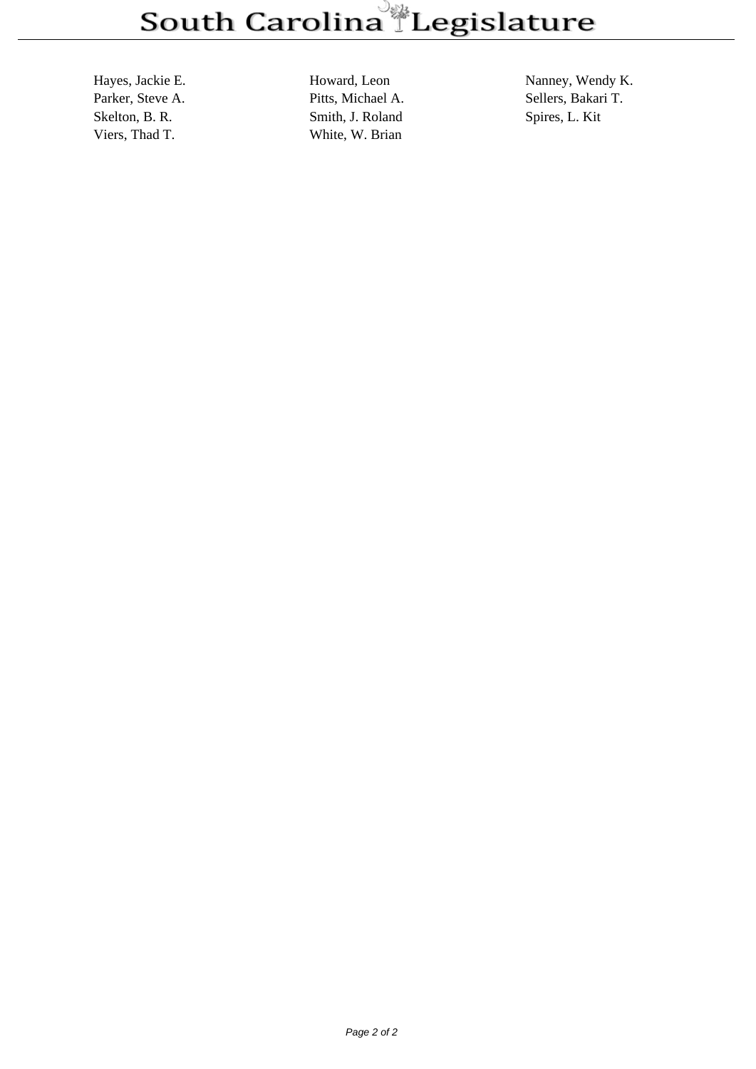| | | |
|---|---|---|
| Hayes, Jackie E. | Howard, Leon | Nanney, Wendy K. |
| Parker, Steve A. | Pitts, Michael A. | Sellers, Bakari T. |
| Skelton, B. R. | Smith, J. Roland | Spires, L. Kit |
| Viers, Thad T. | White, W. Brian | |